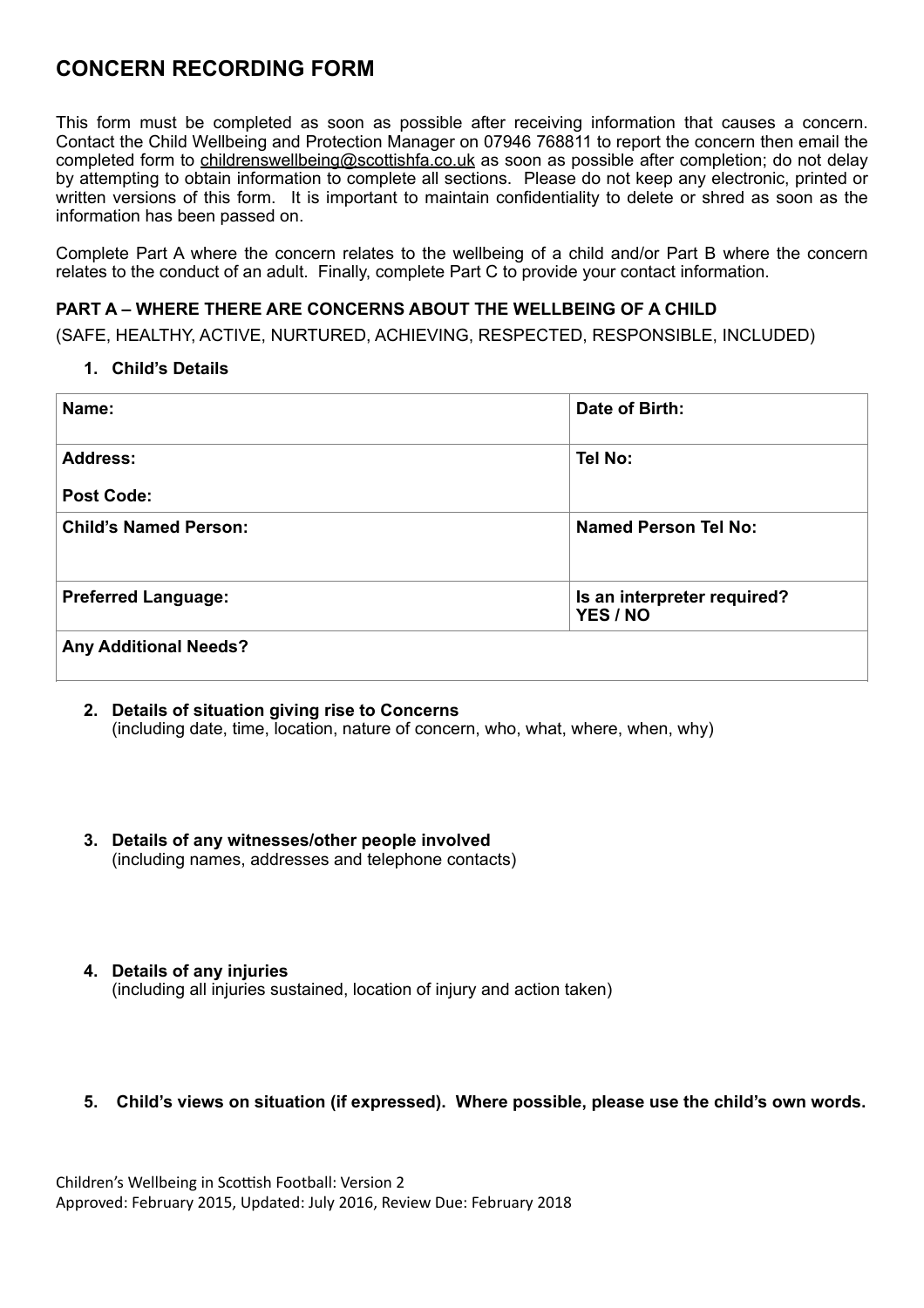# CONCERN RECORDING FORM

This form must be completed as soon as possible after receiving information that causes a concern. Contact the Child Wellbeing and Protection Manager on 07946 768811 to report the concern then email the completed form to childrenswellbeing@scottishfa.co.uk as soon as possible after completion; do not delay by attempting to obtain information to complete all sections. Please do not keep any electronic, printed or written versions of this form. It is important to maintain confidentiality to delete or shred as soon as the information has been passed on.

Complete Part A where the concern relates to the wellbeing of a child and/or Part B where the concern relates to the conduct of an adult. Finally, complete Part C to provide your contact information.

### PART A – WHERE THERE ARE CONCERNS ABOUT THE WELLBEING OF A CHILD

(SAFE, HEALTHY, ACTIVE, NURTURED, ACHIEVING, RESPECTED, RESPONSIBLE, INCLUDED)

1. **Child's Details**

| **Name:** | **Date of Birth:** |
| --- | --- |
| **Address:**<br><br>**Post Code:** | **Tel No:** |
| **Child's Named Person:** | **Named Person Tel No:** |
| **Preferred Language:** | **Is an interpreter required? YES / NO** |
| **Any Additional Needs?** | |

2. **Details of situation giving rise to Concerns**
   (including date, time, location, nature of concern, who, what, where, when, why)

3. **Details of any witnesses/other people involved**
   (including names, addresses and telephone contacts)

4. **Details of any injuries**
   (including all injuries sustained, location of injury and action taken)

5. **Child's views on situation (if expressed). Where possible, please use the child's own words.**

Children's Wellbeing in Scottish Football: Version 2
Approved: February 2015, Updated: July 2016, Review Due: February 2018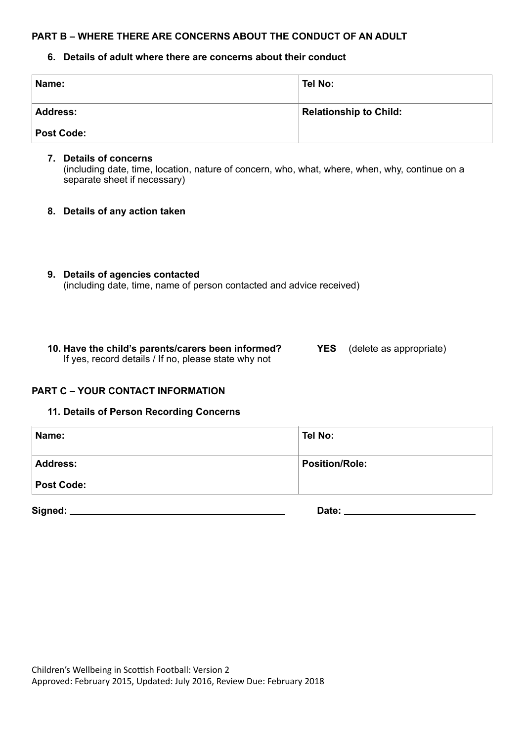## PART B – WHERE THERE ARE CONCERNS ABOUT THE CONDUCT OF AN ADULT

### 6. Details of adult where there are concerns about their conduct

| | |
|---|---|
| **Name:** | **Tel No:** |
| **Address:**<br><br>**Post Code:** | **Relationship to Child:** |

### 7. Details of concerns

(including date, time, location, nature of concern, who, what, where, when, why, continue on a separate sheet if necessary)

### 8. Details of any action taken

### 9. Details of agencies contacted

(including date, time, name of person contacted and advice received)

### 10. Have the child's parents/carers been informed?

**YES** (delete as appropriate)

If yes, record details / If no, please state why not

## PART C – YOUR CONTACT INFORMATION

### 11. Details of Person Recording Concerns

| | |
|---|---|
| **Name:** | **Tel No:** |
| **Address:**<br><br>**Post Code:** | **Position/Role:** |

**Signed:** ________________________________ **Date:** ____________________

Children's Wellbeing in Scottish Football: Version 2
Approved: February 2015, Updated: July 2016, Review Due: February 2018